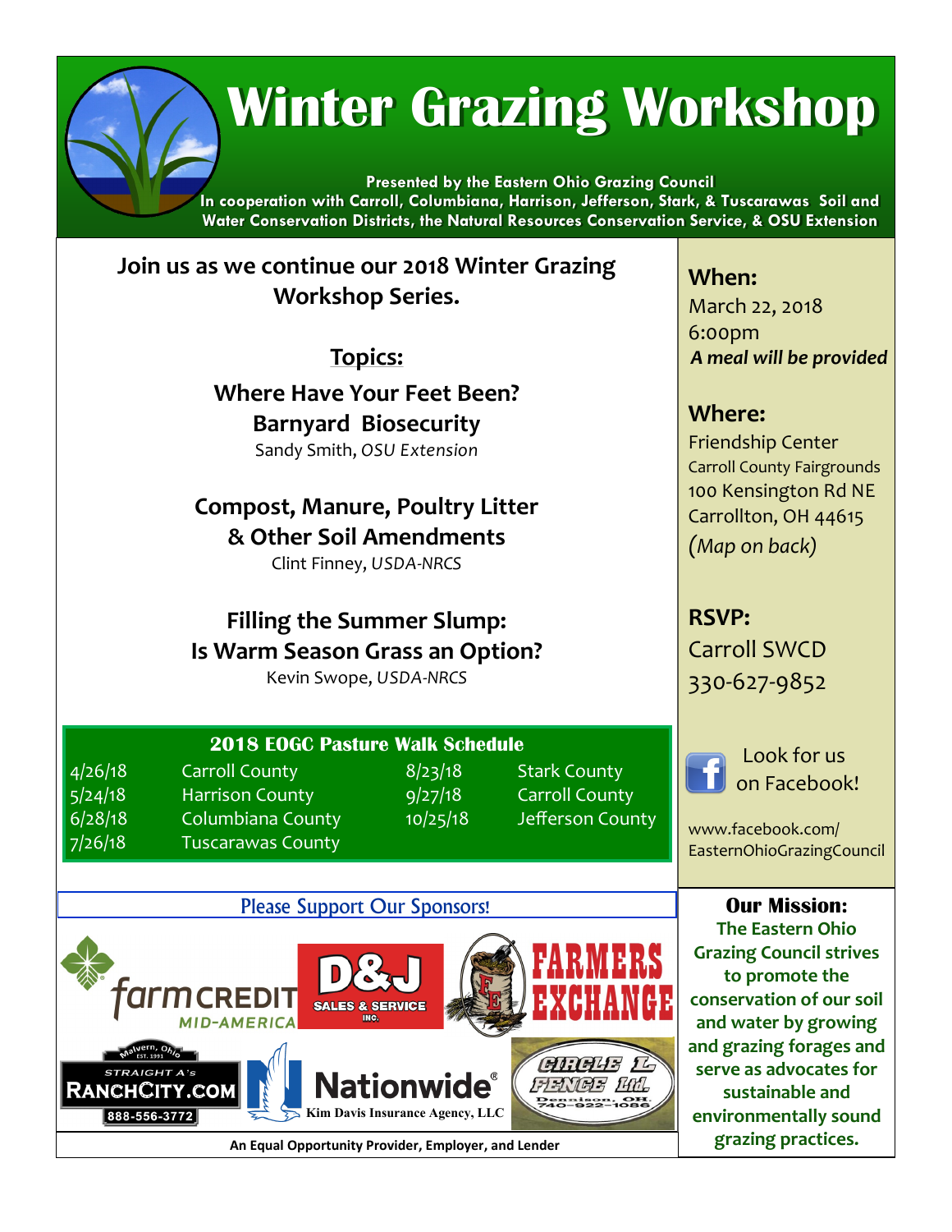# Winter Grazing Workshop

**Presented by the Eastern Ohio Grazing Council**
**In cooperation with Carroll, Columbiana, Harrison, Jefferson, Stark, & Tuscarawas Soil and Water Conservation Districts, the Natural Resources Conservation Service, & OSU Extension**

**Join us as we continue our 2018 Winter Grazing Workshop Series.**

## Topics:

**Where Have Your Feet Been? Barnyard Biosecurity**
Sandy Smith, *OSU Extension*

**Compost, Manure, Poultry Litter & Other Soil Amendments**
Clint Finney, *USDA-NRCS*

**Filling the Summer Slump: Is Warm Season Grass an Option?**
Kevin Swope, *USDA-NRCS*

### 2018 EOGC Pasture Walk Schedule

| Date | County | Date | County |
|---|---|---|---|
| 4/26/18 | Carroll County | 8/23/18 | Stark County |
| 5/24/18 | Harrison County | 9/27/18 | Carroll County |
| 6/28/18 | Columbiana County | 10/25/18 | Jefferson County |
| 7/26/18 | Tuscarawas County | | |

### When:
March 22, 2018
6:00pm
***A meal will be provided***

### Where:
Friendship Center
Carroll County Fairgrounds
100 Kensington Rd NE
Carrollton, OH 44615
*(Map on back)*

### RSVP:
Carroll SWCD
330-627-9852

Look for us on Facebook!

www.facebook.com/EasternOhioGrazingCouncil

Please Support Our Sponsors!

Farm Credit Mid-America · D&J Sales & Service Inc. · Farmers Exchange · Straight A's RanchCity.com (Malvern, Ohio, Est. 1991) 888-556-3772 · Nationwide Kim Davis Insurance Agency, LLC · Circle L Fence Ltd. Dennison, OH. 740-922-1086

**An Equal Opportunity Provider, Employer, and Lender**

### Our Mission:
**The Eastern Ohio Grazing Council strives to promote the conservation of our soil and water by growing and grazing forages and serve as advocates for sustainable and environmentally sound grazing practices.**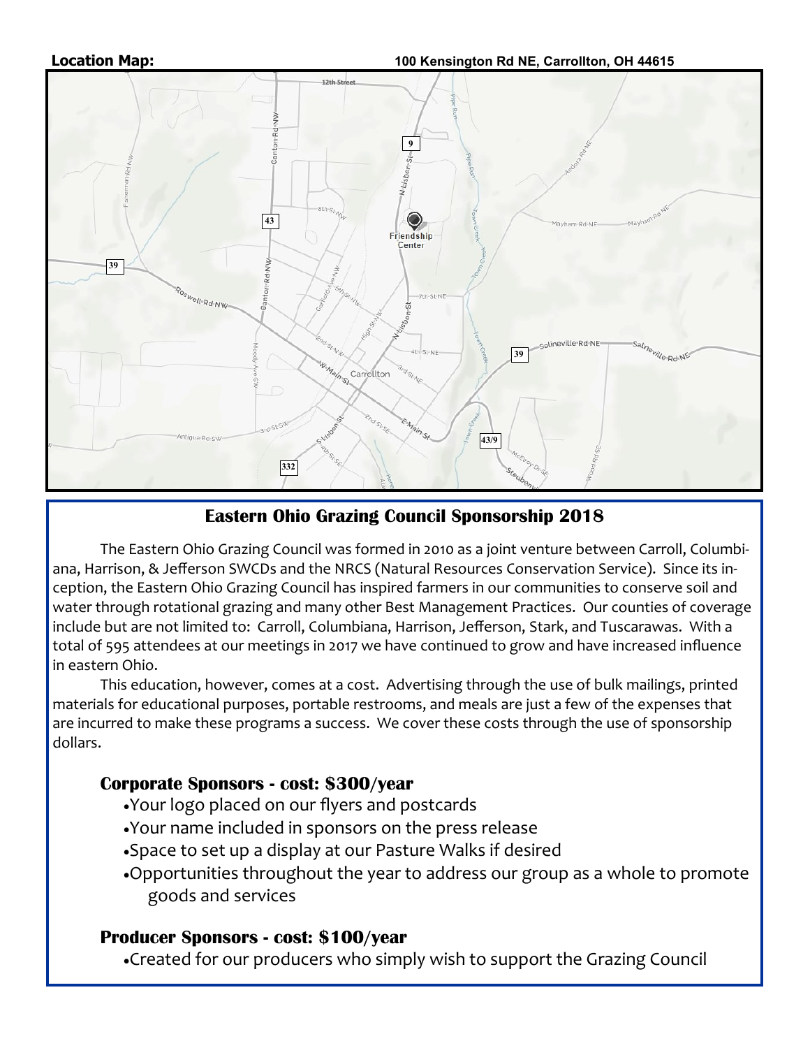**Location Map:** **100 Kensington Rd NE, Carrollton, OH 44615**

12th Street
Canton Rd NW
Fisherman Rd NW
9
N Lisbon St
Pipe Run
Andora Rd NE
43
8th St NW
Friendship Center
Mayham Rd NE
39
Roswell Rd NW
Garfield Ave NW
5th St NW
7th St NE
High St NW
N Lisbon St
Town Creek
2nd St NW
4th St NE
Salineville Rd NE
Moody Ave SW
W Main St
Carrollton
3rd St NE
39
2nd St SE
E Main St
S Lisbon St
3rd St SW
Antigua Rd SW
43/9
332
McElroy Dr SE
Wood Rd SE
Steubenville

## Eastern Ohio Grazing Council Sponsorship 2018

The Eastern Ohio Grazing Council was formed in 2010 as a joint venture between Carroll, Columbiana, Harrison, & Jefferson SWCDs and the NRCS (Natural Resources Conservation Service). Since its inception, the Eastern Ohio Grazing Council has inspired farmers in our communities to conserve soil and water through rotational grazing and many other Best Management Practices. Our counties of coverage include but are not limited to: Carroll, Columbiana, Harrison, Jefferson, Stark, and Tuscarawas. With a total of 595 attendees at our meetings in 2017 we have continued to grow and have increased influence in eastern Ohio.

This education, however, comes at a cost. Advertising through the use of bulk mailings, printed materials for educational purposes, portable restrooms, and meals are just a few of the expenses that are incurred to make these programs a success. We cover these costs through the use of sponsorship dollars.

### Corporate Sponsors - cost: $300/year

- Your logo placed on our flyers and postcards
- Your name included in sponsors on the press release
- Space to set up a display at our Pasture Walks if desired
- Opportunities throughout the year to address our group as a whole to promote goods and services

### Producer Sponsors - cost: $100/year

- Created for our producers who simply wish to support the Grazing Council